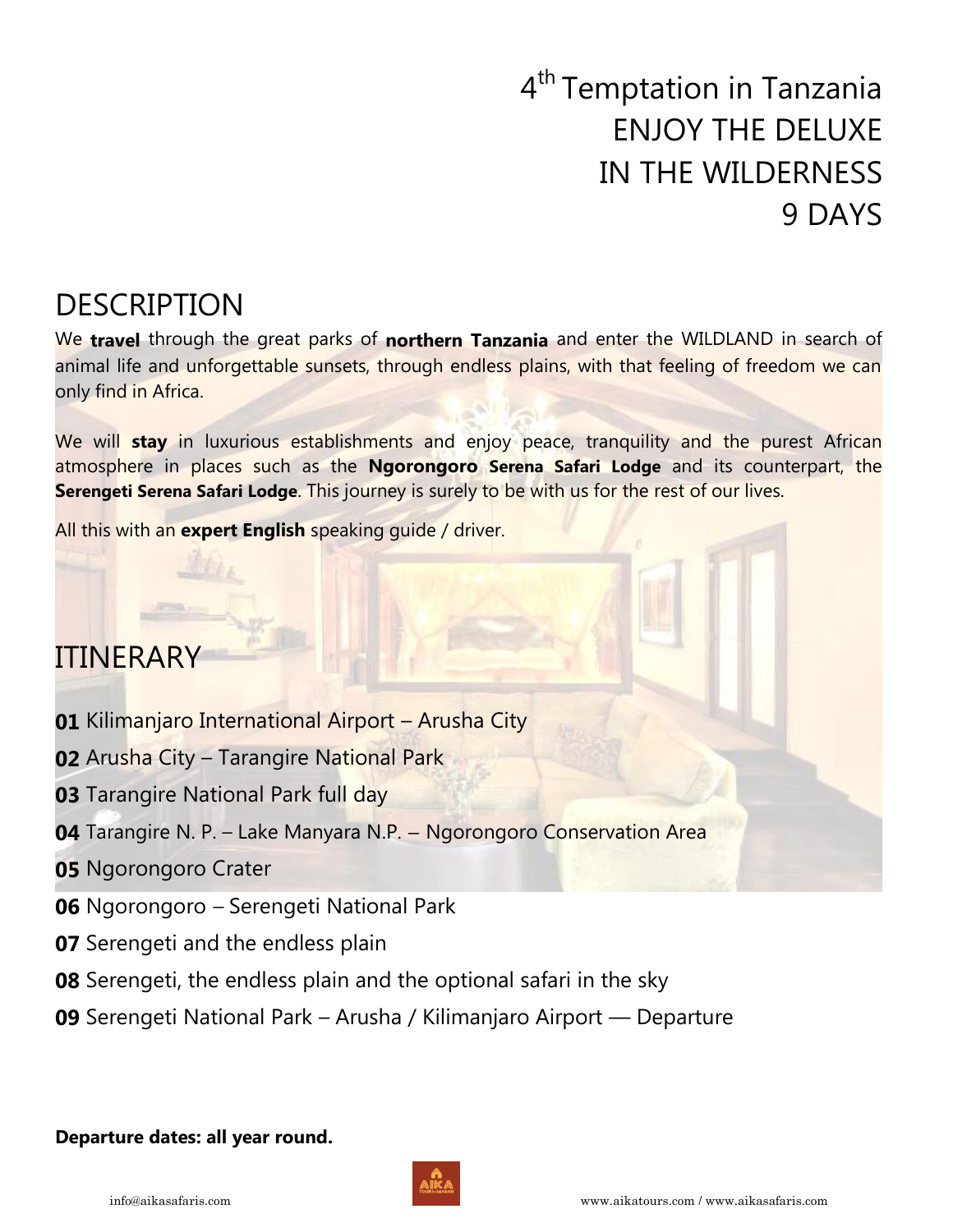# 4th Temptation in Tanzania ENJOY THE DELUXE IN THE WILDERNESS 9 DAYS

## DESCRIPTION

We **travel** through the great parks of **northern Tanzania** and enter the WILDLAND in search of animal life and unforgettable sunsets, through endless plains, with that feeling of freedom we can only find in Africa.

We will **stay** in luxurious establishments and enjoy peace, tranquility and the purest African atmosphere in places such as the **Ngorongoro Serena Safari Lodge** and its counterpart, the **Serengeti Serena Safari Lodge**. This journey is surely to be with us for the rest of our lives.

All this with an **expert English** speaking guide / driver.

## ITINERARY

**01** Kilimanjaro International Airport – Arusha City

**02** Arusha City – Tarangire National Park

**03** Tarangire National Park full day

**04** Tarangire N. P. – Lake Manyara N.P. – Ngorongoro Conservation Area

**05** Ngorongoro Crater

**06** Ngorongoro – Serengeti National Park

**07** Serengeti and the endless plain

**08** Serengeti, the endless plain and the optional safari in the sky

**09** Serengeti National Park – Arusha / Kilimanjaro Airport –– Departure

**Departure dates: all year round.**

info@aikasafaris.com www.aikatours.com / www.aikasafaris.com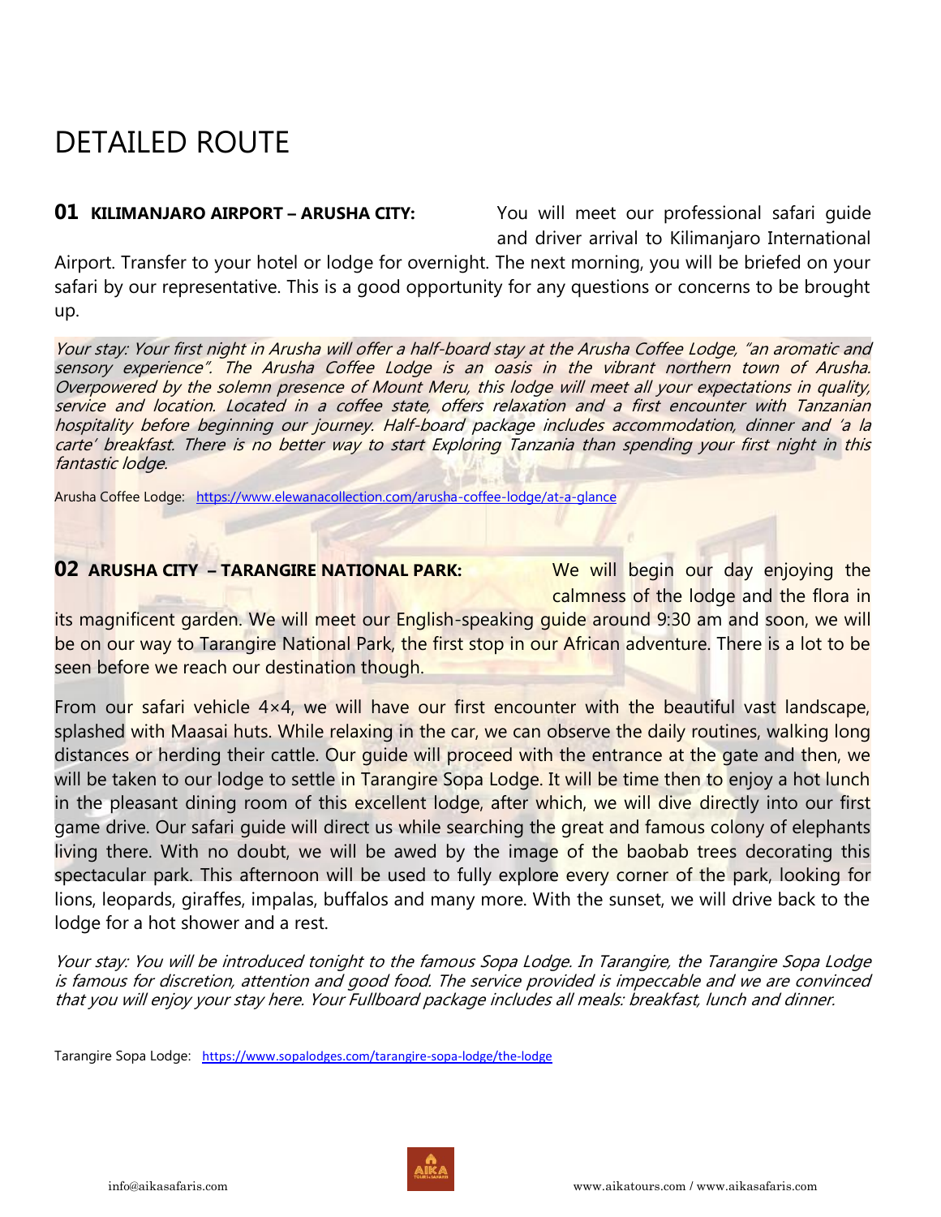# DETAILED ROUTE

**01 KILIMANJARO AIRPORT – ARUSHA CITY:** You will meet our professional safari guide and driver arrival to Kilimanjaro International Airport. Transfer to your hotel or lodge for overnight. The next morning, you will be briefed on your safari by our representative. This is a good opportunity for any questions or concerns to be brought up.

*Your stay: Your first night in Arusha will offer a half-board stay at the Arusha Coffee Lodge, "an aromatic and sensory experience". The Arusha Coffee Lodge is an oasis in the vibrant northern town of Arusha. Overpowered by the solemn presence of Mount Meru, this lodge will meet all your expectations in quality, service and location. Located in a coffee state, offers relaxation and a first encounter with Tanzanian hospitality before beginning our journey. Half-board package includes accommodation, dinner and 'a la carte' breakfast. There is no better way to start Exploring Tanzania than spending your first night in this fantastic lodge.*

Arusha Coffee Lodge: https://www.elewanacollection.com/arusha-coffee-lodge/at-a-glance

**02 ARUSHA CITY – TARANGIRE NATIONAL PARK:** We will begin our day enjoying the calmness of the lodge and the flora in its magnificent garden. We will meet our English-speaking guide around 9:30 am and soon, we will be on our way to Tarangire National Park, the first stop in our African adventure. There is a lot to be seen before we reach our destination though.

From our safari vehicle 4×4, we will have our first encounter with the beautiful vast landscape, splashed with Maasai huts. While relaxing in the car, we can observe the daily routines, walking long distances or herding their cattle. Our guide will proceed with the entrance at the gate and then, we will be taken to our lodge to settle in Tarangire Sopa Lodge. It will be time then to enjoy a hot lunch in the pleasant dining room of this excellent lodge, after which, we will dive directly into our first game drive. Our safari guide will direct us while searching the great and famous colony of elephants living there. With no doubt, we will be awed by the image of the baobab trees decorating this spectacular park. This afternoon will be used to fully explore every corner of the park, looking for lions, leopards, giraffes, impalas, buffalos and many more. With the sunset, we will drive back to the lodge for a hot shower and a rest.

*Your stay: You will be introduced tonight to the famous Sopa Lodge. In Tarangire, the Tarangire Sopa Lodge is famous for discretion, attention and good food. The service provided is impeccable and we are convinced that you will enjoy your stay here. Your Fullboard package includes all meals: breakfast, lunch and dinner.*

Tarangire Sopa Lodge: https://www.sopalodges.com/tarangire-sopa-lodge/the-lodge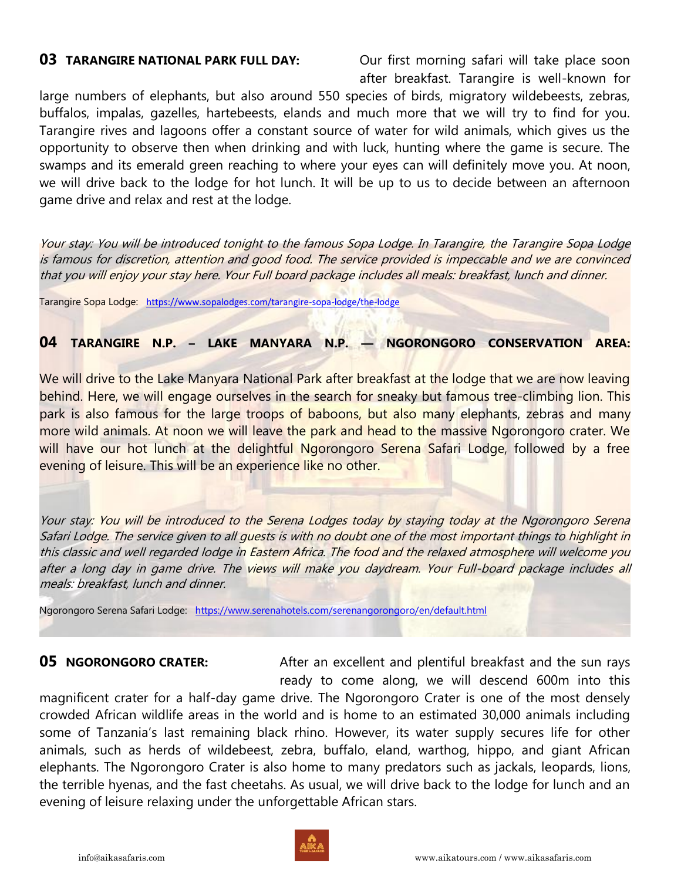**03 TARANGIRE NATIONAL PARK FULL DAY:** Our first morning safari will take place soon after breakfast. Tarangire is well-known for large numbers of elephants, but also around 550 species of birds, migratory wildebeests, zebras, buffalos, impalas, gazelles, hartebeests, elands and much more that we will try to find for you. Tarangire rives and lagoons offer a constant source of water for wild animals, which gives us the opportunity to observe then when drinking and with luck, hunting where the game is secure. The swamps and its emerald green reaching to where your eyes can will definitely move you. At noon, we will drive back to the lodge for hot lunch. It will be up to us to decide between an afternoon game drive and relax and rest at the lodge.

*Your stay: You will be introduced tonight to the famous Sopa Lodge. In Tarangire, the Tarangire Sopa Lodge is famous for discretion, attention and good food. The service provided is impeccable and we are convinced that you will enjoy your stay here. Your Full board package includes all meals: breakfast, lunch and dinner.*

Tarangire Sopa Lodge: https://www.sopalodges.com/tarangire-sopa-lodge/the-lodge

**04 TARANGIRE N.P. – LAKE MANYARA N.P. — NGORONGORO CONSERVATION AREA:**

We will drive to the Lake Manyara National Park after breakfast at the lodge that we are now leaving behind. Here, we will engage ourselves in the search for sneaky but famous tree-climbing lion. This park is also famous for the large troops of baboons, but also many elephants, zebras and many more wild animals. At noon we will leave the park and head to the massive Ngorongoro crater. We will have our hot lunch at the delightful Ngorongoro Serena Safari Lodge, followed by a free evening of leisure. This will be an experience like no other.

*Your stay: You will be introduced to the Serena Lodges today by staying today at the Ngorongoro Serena Safari Lodge. The service given to all guests is with no doubt one of the most important things to highlight in this classic and well regarded lodge in Eastern Africa. The food and the relaxed atmosphere will welcome you after a long day in game drive. The views will make you daydream. Your Full-board package includes all meals: breakfast, lunch and dinner.*

Ngorongoro Serena Safari Lodge: https://www.serenahotels.com/serenangorongoro/en/default.html

**05 NGORONGORO CRATER:** After an excellent and plentiful breakfast and the sun rays ready to come along, we will descend 600m into this magnificent crater for a half-day game drive. The Ngorongoro Crater is one of the most densely crowded African wildlife areas in the world and is home to an estimated 30,000 animals including some of Tanzania's last remaining black rhino. However, its water supply secures life for other animals, such as herds of wildebeest, zebra, buffalo, eland, warthog, hippo, and giant African elephants. The Ngorongoro Crater is also home to many predators such as jackals, leopards, lions, the terrible hyenas, and the fast cheetahs. As usual, we will drive back to the lodge for lunch and an evening of leisure relaxing under the unforgettable African stars.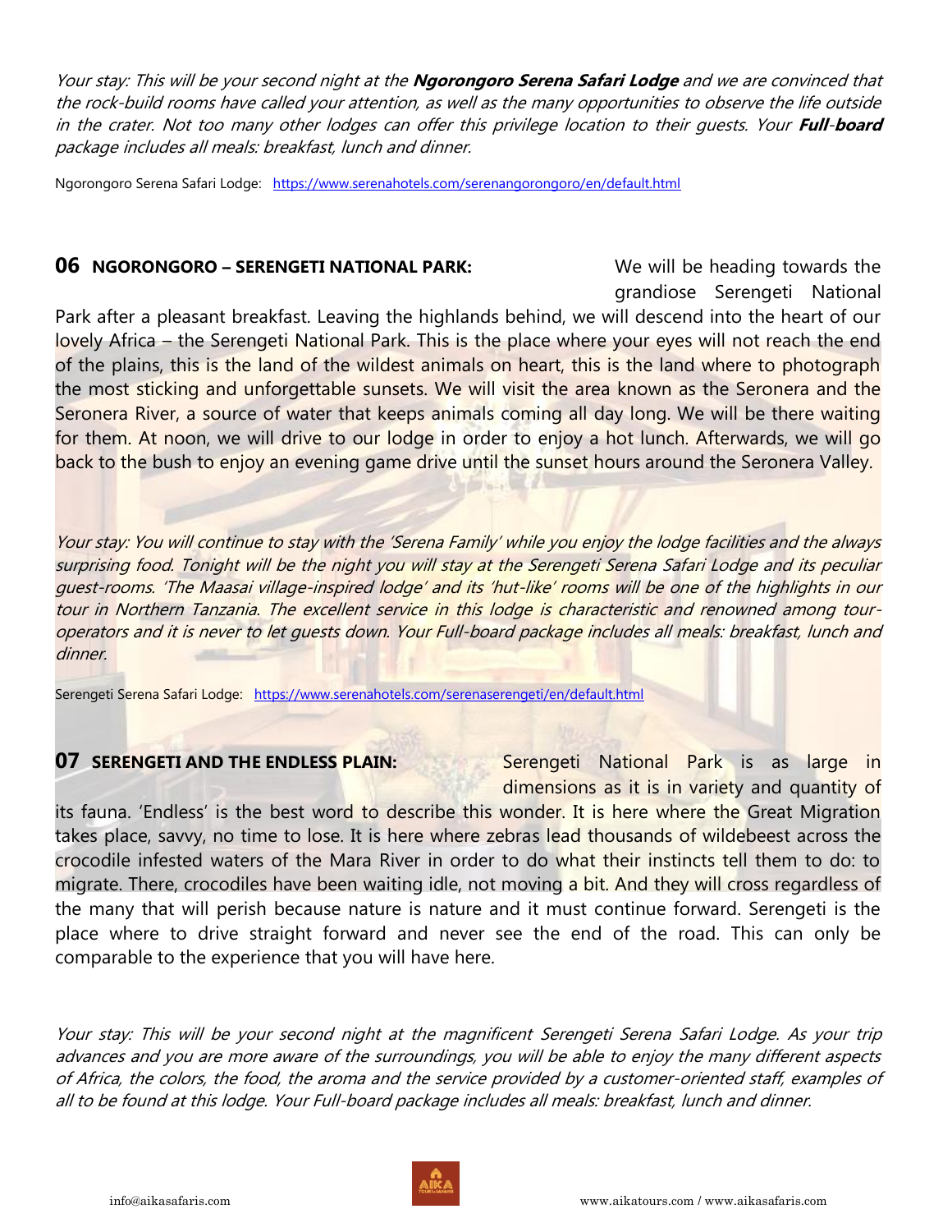*Your stay: This will be your second night at the* ***Ngorongoro Serena Safari Lodge*** *and we are convinced that the rock-build rooms have called your attention, as well as the many opportunities to observe the life outside in the crater. Not too many other lodges can offer this privilege location to their guests. Your* ***Full-board*** *package includes all meals: breakfast, lunch and dinner.*

Ngorongoro Serena Safari Lodge: https://www.serenahotels.com/serenangorongoro/en/default.html

## 06 NGORONGORO – SERENGETI NATIONAL PARK:

We will be heading towards the grandiose Serengeti National Park after a pleasant breakfast. Leaving the highlands behind, we will descend into the heart of our lovely Africa – the Serengeti National Park. This is the place where your eyes will not reach the end of the plains, this is the land of the wildest animals on heart, this is the land where to photograph the most sticking and unforgettable sunsets. We will visit the area known as the Seronera and the Seronera River, a source of water that keeps animals coming all day long. We will be there waiting for them. At noon, we will drive to our lodge in order to enjoy a hot lunch. Afterwards, we will go back to the bush to enjoy an evening game drive until the sunset hours around the Seronera Valley.

*Your stay: You will continue to stay with the 'Serena Family' while you enjoy the lodge facilities and the always surprising food. Tonight will be the night you will stay at the Serengeti Serena Safari Lodge and its peculiar guest-rooms. 'The Maasai village-inspired lodge' and its 'hut-like' rooms will be one of the highlights in our tour in Northern Tanzania. The excellent service in this lodge is characteristic and renowned among tour-operators and it is never to let guests down. Your Full-board package includes all meals: breakfast, lunch and dinner.*

Serengeti Serena Safari Lodge: https://www.serenahotels.com/serenaserengeti/en/default.html

## 07 SERENGETI AND THE ENDLESS PLAIN:

Serengeti National Park is as large in dimensions as it is in variety and quantity of its fauna. 'Endless' is the best word to describe this wonder. It is here where the Great Migration takes place, savvy, no time to lose. It is here where zebras lead thousands of wildebeest across the crocodile infested waters of the Mara River in order to do what their instincts tell them to do: to migrate. There, crocodiles have been waiting idle, not moving a bit. And they will cross regardless of the many that will perish because nature is nature and it must continue forward. Serengeti is the place where to drive straight forward and never see the end of the road. This can only be comparable to the experience that you will have here.

*Your stay: This will be your second night at the magnificent Serengeti Serena Safari Lodge. As your trip advances and you are more aware of the surroundings, you will be able to enjoy the many different aspects of Africa, the colors, the food, the aroma and the service provided by a customer-oriented staff, examples of all to be found at this lodge. Your Full-board package includes all meals: breakfast, lunch and dinner.*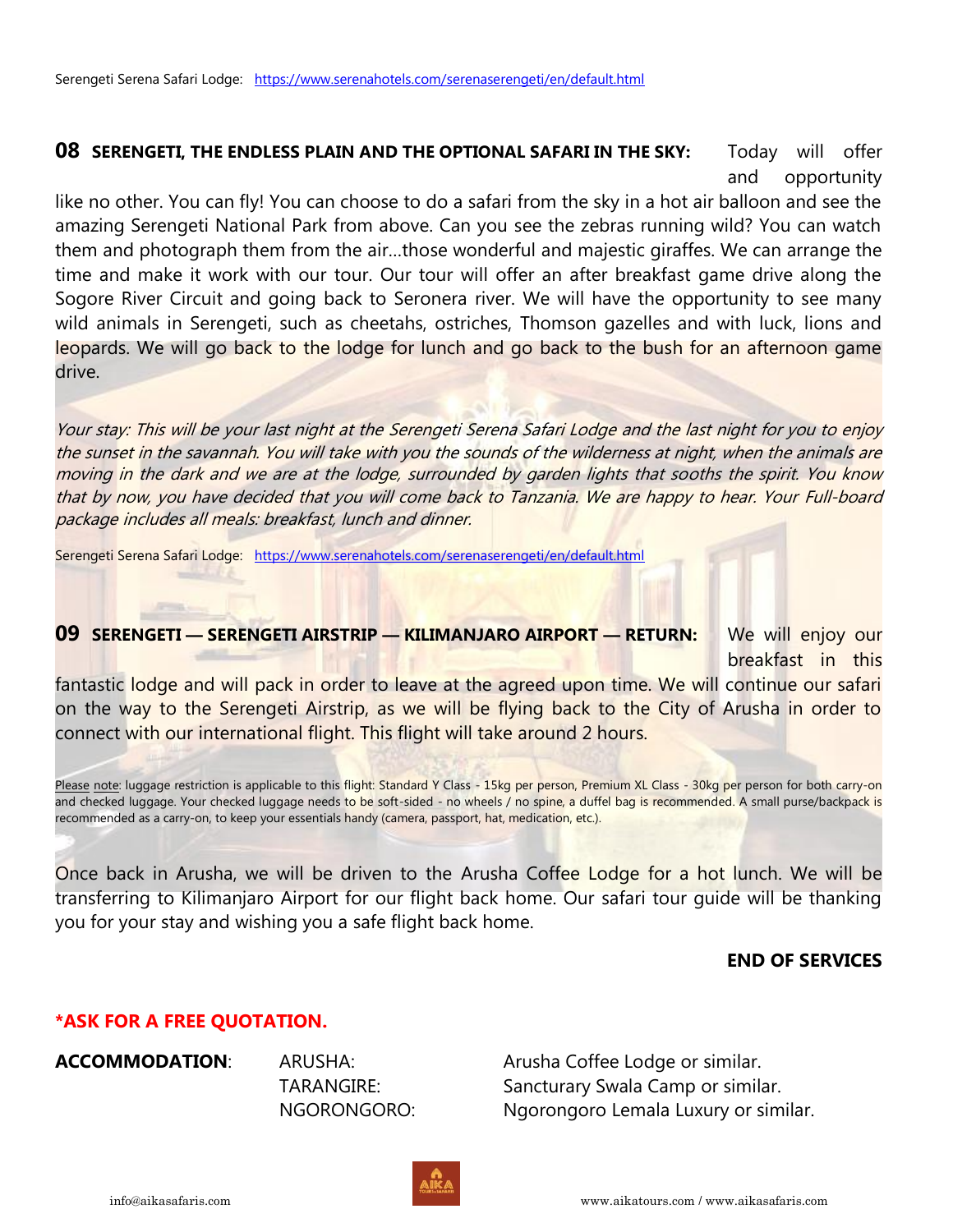Serengeti Serena Safari Lodge: [https://www.serenahotels.com/serenaserengeti/en/default.html](https://www.serenahotels.com/serenaserengeti/en/default.html)

**08 SERENGETI, THE ENDLESS PLAIN AND THE OPTIONAL SAFARI IN THE SKY:** Today will offer and opportunity like no other. You can fly! You can choose to do a safari from the sky in a hot air balloon and see the amazing Serengeti National Park from above. Can you see the zebras running wild? You can watch them and photograph them from the air…those wonderful and majestic giraffes. We can arrange the time and make it work with our tour. Our tour will offer an after breakfast game drive along the Sogore River Circuit and going back to Seronera river. We will have the opportunity to see many wild animals in Serengeti, such as cheetahs, ostriches, Thomson gazelles and with luck, lions and leopards. We will go back to the lodge for lunch and go back to the bush for an afternoon game drive.

*Your stay: This will be your last night at the Serengeti Serena Safari Lodge and the last night for you to enjoy the sunset in the savannah. You will take with you the sounds of the wilderness at night, when the animals are moving in the dark and we are at the lodge, surrounded by garden lights that sooths the spirit. You know that by now, you have decided that you will come back to Tanzania. We are happy to hear. Your Full-board package includes all meals: breakfast, lunch and dinner.*

Serengeti Serena Safari Lodge: [https://www.serenahotels.com/serenaserengeti/en/default.html](https://www.serenahotels.com/serenaserengeti/en/default.html)

**09 SERENGETI — SERENGETI AIRSTRIP — KILIMANJARO AIRPORT — RETURN:** We will enjoy our breakfast in this fantastic lodge and will pack in order to leave at the agreed upon time. We will continue our safari on the way to the Serengeti Airstrip, as we will be flying back to the City of Arusha in order to connect with our international flight. This flight will take around 2 hours.

Please note: luggage restriction is applicable to this flight: Standard Y Class - 15kg per person, Premium XL Class - 30kg per person for both carry-on and checked luggage. Your checked luggage needs to be soft-sided - no wheels / no spine, a duffel bag is recommended. A small purse/backpack is recommended as a carry-on, to keep your essentials handy (camera, passport, hat, medication, etc.).

Once back in Arusha, we will be driven to the Arusha Coffee Lodge for a hot lunch. We will be transferring to Kilimanjaro Airport for our flight back home. Our safari tour guide will be thanking you for your stay and wishing you a safe flight back home.

**END OF SERVICES**

**\*ASK FOR A FREE QUOTATION.**

| **ACCOMMODATION**: | | |
|---|---|---|
| | ARUSHA: | Arusha Coffee Lodge or similar. |
| | TARANGIRE: | Sancturary Swala Camp or similar. |
| | NGORONGORO: | Ngorongoro Lemala Luxury or similar. |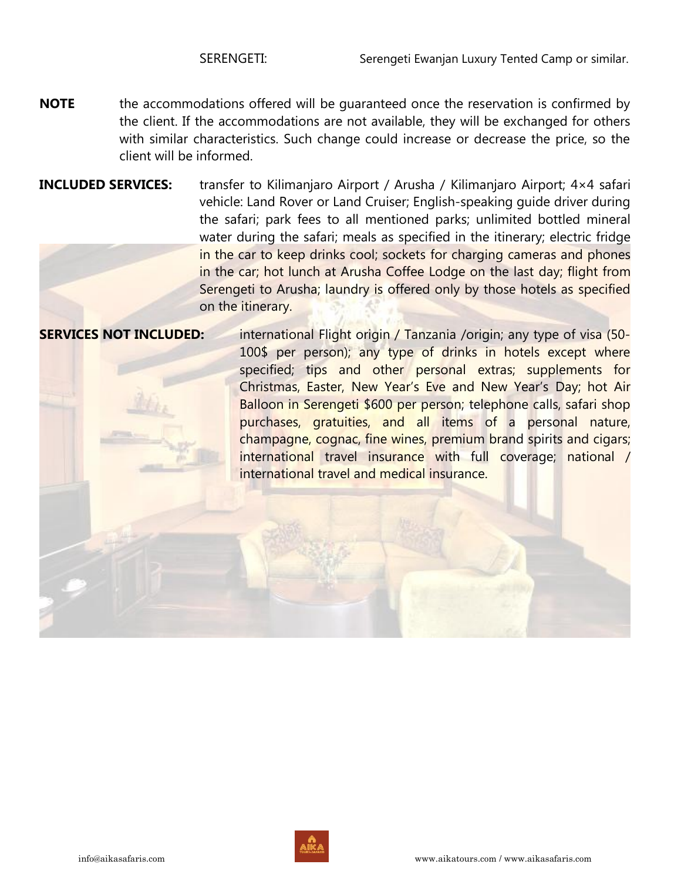SERENGETI: Serengeti Ewanjan Luxury Tented Camp or similar.

**NOTE** the accommodations offered will be guaranteed once the reservation is confirmed by the client. If the accommodations are not available, they will be exchanged for others with similar characteristics. Such change could increase or decrease the price, so the client will be informed.

**INCLUDED SERVICES:** transfer to Kilimanjaro Airport / Arusha / Kilimanjaro Airport; 4×4 safari vehicle: Land Rover or Land Cruiser; English-speaking guide driver during the safari; park fees to all mentioned parks; unlimited bottled mineral water during the safari; meals as specified in the itinerary; electric fridge in the car to keep drinks cool; sockets for charging cameras and phones in the car; hot lunch at Arusha Coffee Lodge on the last day; flight from Serengeti to Arusha; laundry is offered only by those hotels as specified on the itinerary.

**SERVICES NOT INCLUDED:** international Flight origin / Tanzania /origin; any type of visa (50-100$ per person); any type of drinks in hotels except where specified; tips and other personal extras; supplements for Christmas, Easter, New Year's Eve and New Year's Day; hot Air Balloon in Serengeti $600 per person; telephone calls, safari shop purchases, gratuities, and all items of a personal nature, champagne, cognac, fine wines, premium brand spirits and cigars; international travel insurance with full coverage; national / international travel and medical insurance.